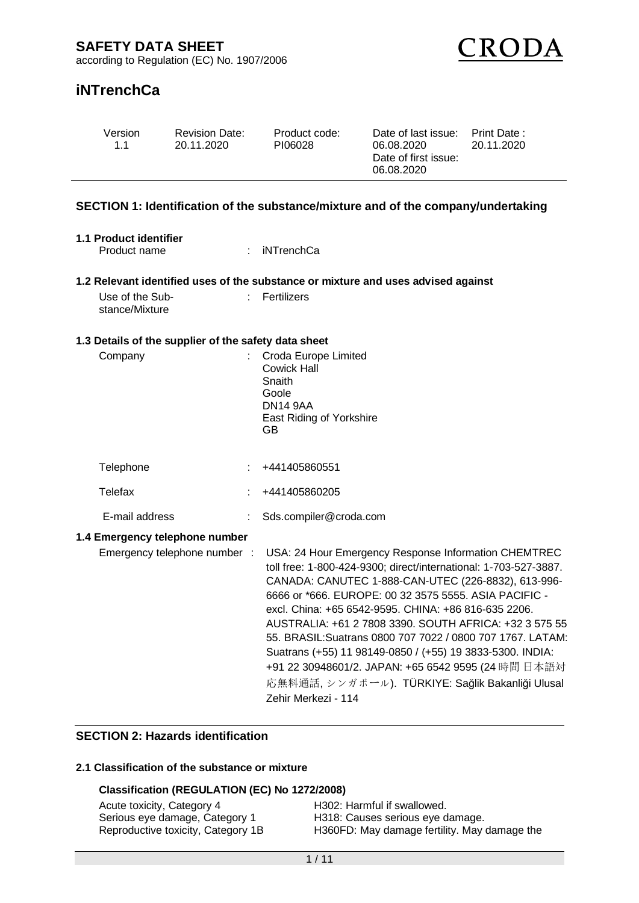# SAFETY DATA SHEET

according to Regulation (EC) No. 1907/2006

CRODA

## iNTrenchCa

| Version | Revision Date: | Product code: | Date of last issue: | Print Date : |
|---|---|---|---|---|
| 1.1 | 20.11.2020 | PI06028 | 06.08.2020<br>Date of first issue:<br>06.08.2020 | 20.11.2020 |

## SECTION 1: Identification of the substance/mixture and of the company/undertaking

### 1.1 Product identifier

Product name : iNTrenchCa

### 1.2 Relevant identified uses of the substance or mixture and uses advised against

Use of the Substance/Mixture : Fertilizers

### 1.3 Details of the supplier of the safety data sheet

Company : Croda Europe Limited
Cowick Hall
Snaith
Goole
DN14 9AA
East Riding of Yorkshire
GB

Telephone : +441405860551

Telefax : +441405860205

E-mail address : Sds.compiler@croda.com

### 1.4 Emergency telephone number

Emergency telephone number : USA: 24 Hour Emergency Response Information CHEMTREC toll free: 1-800-424-9300; direct/international: 1-703-527-3887. CANADA: CANUTEC 1-888-CAN-UTEC (226-8832), 613-996-6666 or *666. EUROPE: 00 32 3575 5555. ASIA PACIFIC - excl. China: +65 6542-9595. CHINA: +86 816-635 2206. AUSTRALIA: +61 2 7808 3390. SOUTH AFRICA: +32 3 575 55 55. BRASIL:Suatrans 0800 707 7022 / 0800 707 1767. LATAM: Suatrans (+55) 11 98149-0850 / (+55) 19 3833-5300. INDIA: +91 22 30948601/2. JAPAN: +65 6542 9595 (24 時間 日本語対応無料通話, シンガポール). TÜRKIYE: Sağlik Bakanliği Ulusal Zehir Merkezi - 114

## SECTION 2: Hazards identification

### 2.1 Classification of the substance or mixture

**Classification (REGULATION (EC) No 1272/2008)**

| | |
|---|---|
| Acute toxicity, Category 4 | H302: Harmful if swallowed. |
| Serious eye damage, Category 1 | H318: Causes serious eye damage. |
| Reproductive toxicity, Category 1B | H360FD: May damage fertility. May damage the |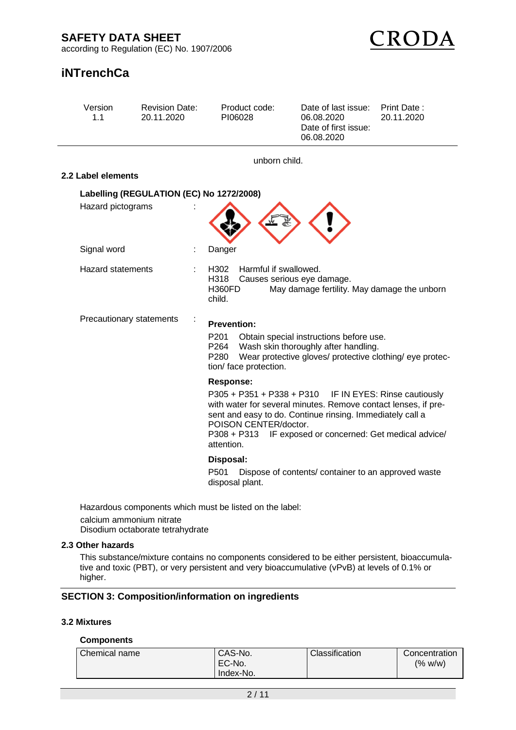unborn child.

### 2.2 Label elements

**Labelling (REGULATION (EC) No 1272/2008)**

Hazard pictograms :

Signal word : Danger

Hazard statements :
H302 Harmful if swallowed.
H318 Causes serious eye damage.
H360FD May damage fertility. May damage the unborn child.

Precautionary statements :

**Prevention:**

P201 Obtain special instructions before use.
P264 Wash skin thoroughly after handling.
P280 Wear protective gloves/ protective clothing/ eye protection/ face protection.

**Response:**

P305 + P351 + P338 + P310 IF IN EYES: Rinse cautiously with water for several minutes. Remove contact lenses, if present and easy to do. Continue rinsing. Immediately call a POISON CENTER/doctor.
P308 + P313 IF exposed or concerned: Get medical advice/ attention.

**Disposal:**

P501 Dispose of contents/ container to an approved waste disposal plant.

Hazardous components which must be listed on the label:
calcium ammonium nitrate
Disodium octaborate tetrahydrate

### 2.3 Other hazards

This substance/mixture contains no components considered to be either persistent, bioaccumulative and toxic (PBT), or very persistent and very bioaccumulative (vPvB) at levels of 0.1% or higher.

## SECTION 3: Composition/information on ingredients

### 3.2 Mixtures

**Components**

| Chemical name | CAS-No.<br>EC-No.<br>Index-No. | Classification | Concentration (% w/w) |
|---|---|---|---|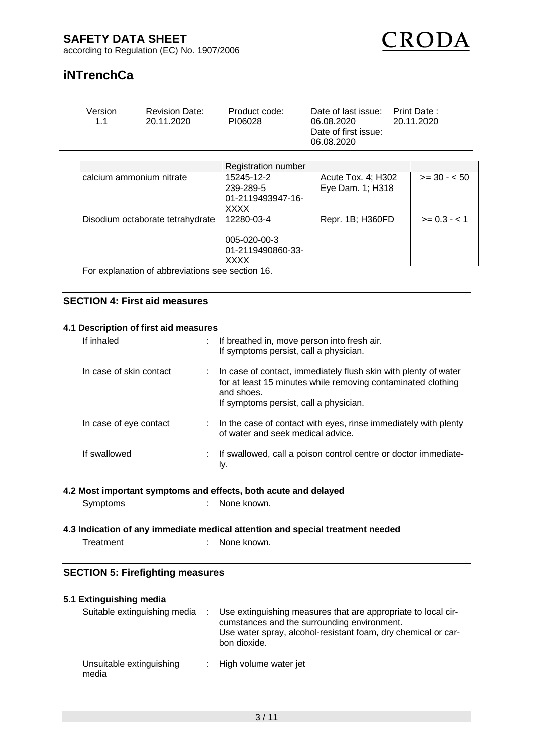| | Registration number | | |
|---|---|---|---|
| calcium ammonium nitrate | 15245-12-2<br>239-289-5<br>01-2119493947-16-XXXX | Acute Tox. 4; H302<br>Eye Dam. 1; H318 | >= 30 - < 50 |
| Disodium octaborate tetrahydrate | 12280-03-4<br><br>005-020-00-3<br>01-2119490860-33-XXXX | Repr. 1B; H360FD | >= 0.3 - < 1 |

For explanation of abbreviations see section 16.

## SECTION 4: First aid measures

### 4.1 Description of first aid measures

If inhaled : If breathed in, move person into fresh air.
If symptoms persist, call a physician.

In case of skin contact : In case of contact, immediately flush skin with plenty of water for at least 15 minutes while removing contaminated clothing and shoes.
If symptoms persist, call a physician.

In case of eye contact : In the case of contact with eyes, rinse immediately with plenty of water and seek medical advice.

If swallowed : If swallowed, call a poison control centre or doctor immediately.

### 4.2 Most important symptoms and effects, both acute and delayed

Symptoms : None known.

### 4.3 Indication of any immediate medical attention and special treatment needed

Treatment : None known.

## SECTION 5: Firefighting measures

### 5.1 Extinguishing media

Suitable extinguishing media : Use extinguishing measures that are appropriate to local circumstances and the surrounding environment.
Use water spray, alcohol-resistant foam, dry chemical or carbon dioxide.

Unsuitable extinguishing media : High volume water jet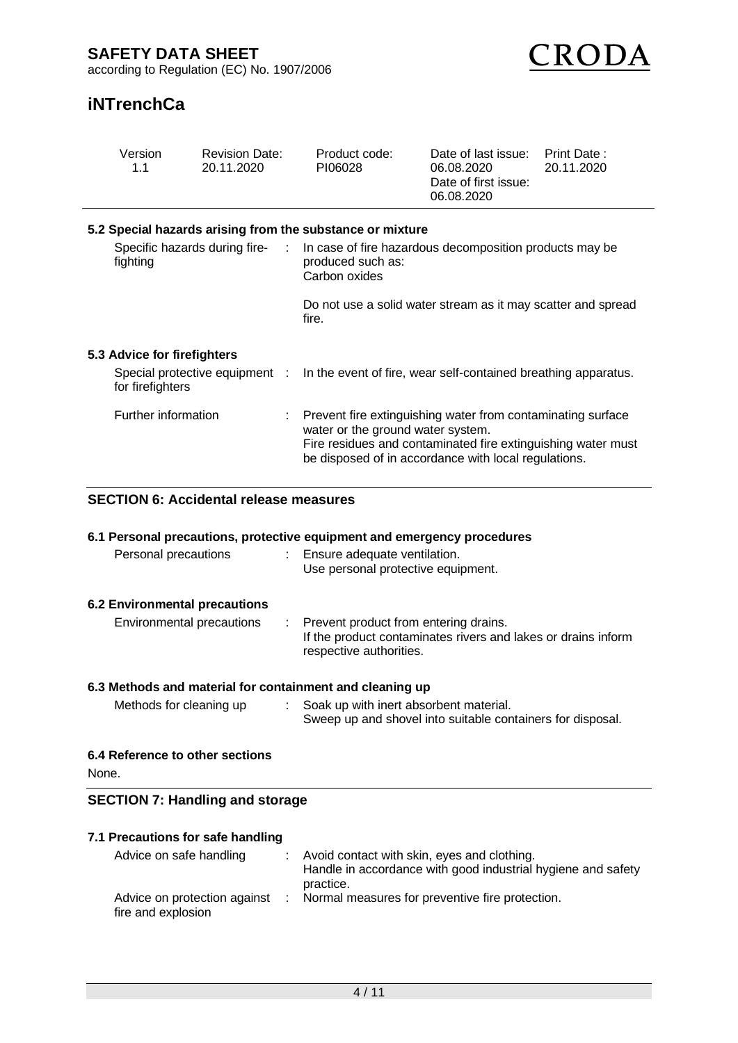### 5.2 Special hazards arising from the substance or mixture

| | |
|---|---|
| Specific hazards during fire-fighting | In case of fire hazardous decomposition products may be produced such as: Carbon oxides<br><br>Do not use a solid water stream as it may scatter and spread fire. |

### 5.3 Advice for firefighters

| | |
|---|---|
| Special protective equipment for firefighters | In the event of fire, wear self-contained breathing apparatus. |
| Further information | Prevent fire extinguishing water from contaminating surface water or the ground water system.<br>Fire residues and contaminated fire extinguishing water must be disposed of in accordance with local regulations. |

## SECTION 6: Accidental release measures

### 6.1 Personal precautions, protective equipment and emergency procedures

| | |
|---|---|
| Personal precautions | Ensure adequate ventilation.<br>Use personal protective equipment. |

### 6.2 Environmental precautions

| | |
|---|---|
| Environmental precautions | Prevent product from entering drains.<br>If the product contaminates rivers and lakes or drains inform respective authorities. |

### 6.3 Methods and material for containment and cleaning up

| | |
|---|---|
| Methods for cleaning up | Soak up with inert absorbent material.<br>Sweep up and shovel into suitable containers for disposal. |

### 6.4 Reference to other sections

None.

## SECTION 7: Handling and storage

### 7.1 Precautions for safe handling

| | |
|---|---|
| Advice on safe handling | Avoid contact with skin, eyes and clothing.<br>Handle in accordance with good industrial hygiene and safety practice. |
| Advice on protection against fire and explosion | Normal measures for preventive fire protection. |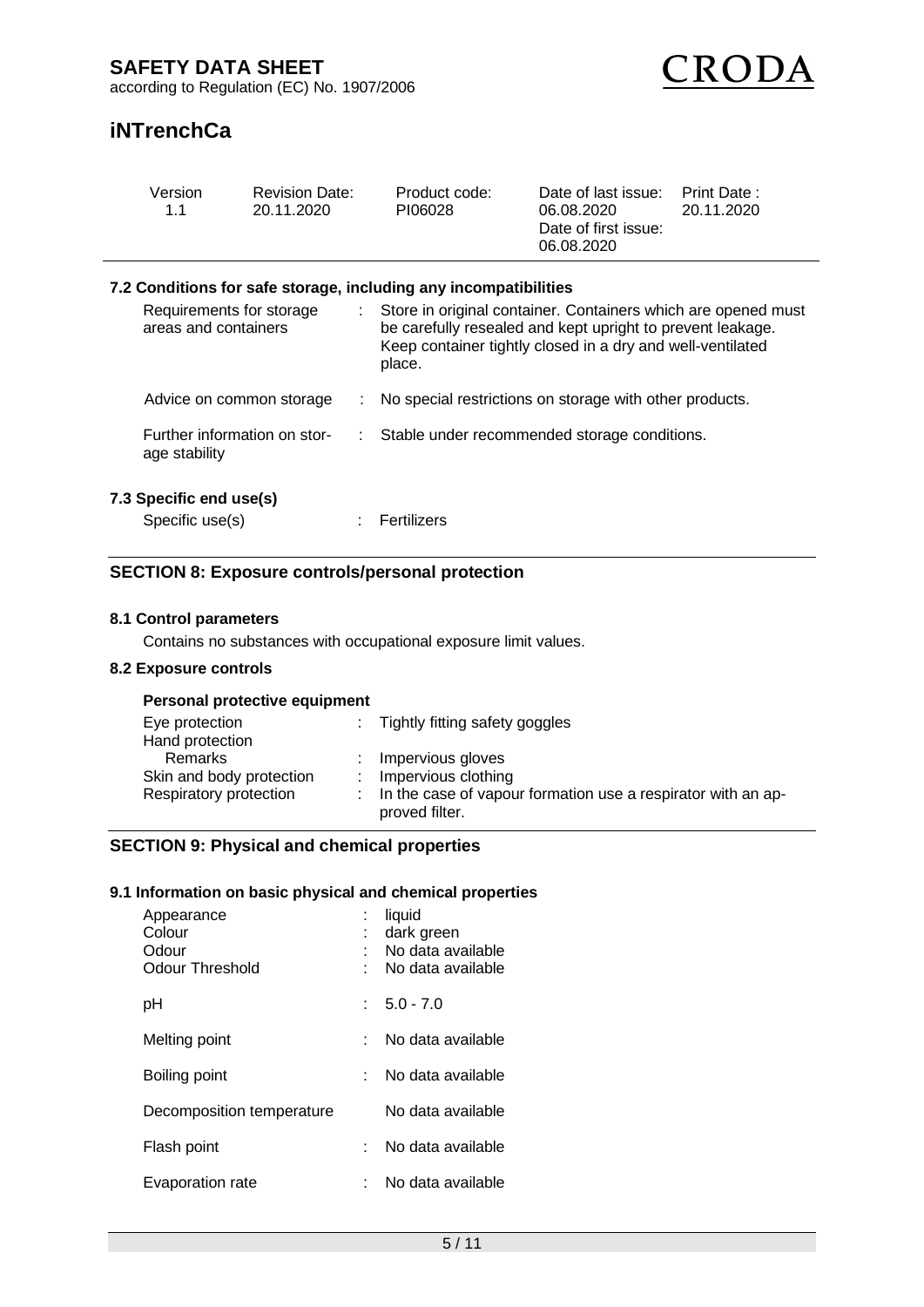### 7.2 Conditions for safe storage, including any incompatibilities

| | | |
|---|---|---|
| Requirements for storage areas and containers | : | Store in original container. Containers which are opened must be carefully resealed and kept upright to prevent leakage. Keep container tightly closed in a dry and well-ventilated place. |
| Advice on common storage | : | No special restrictions on storage with other products. |
| Further information on storage stability | : | Stable under recommended storage conditions. |

### 7.3 Specific end use(s)

| | | |
|---|---|---|
| Specific use(s) | : | Fertilizers |

## SECTION 8: Exposure controls/personal protection

### 8.1 Control parameters

Contains no substances with occupational exposure limit values.

### 8.2 Exposure controls

**Personal protective equipment**

| | | |
|---|---|---|
| Eye protection | : | Tightly fitting safety goggles |
| Hand protection | | |
| Remarks | : | Impervious gloves |
| Skin and body protection | : | Impervious clothing |
| Respiratory protection | : | In the case of vapour formation use a respirator with an approved filter. |

## SECTION 9: Physical and chemical properties

### 9.1 Information on basic physical and chemical properties

| | | |
|---|---|---|
| Appearance | : | liquid |
| Colour | : | dark green |
| Odour | : | No data available |
| Odour Threshold | : | No data available |
| pH | : | 5.0 - 7.0 |
| Melting point | : | No data available |
| Boiling point | : | No data available |
| Decomposition temperature | | No data available |
| Flash point | : | No data available |
| Evaporation rate | : | No data available |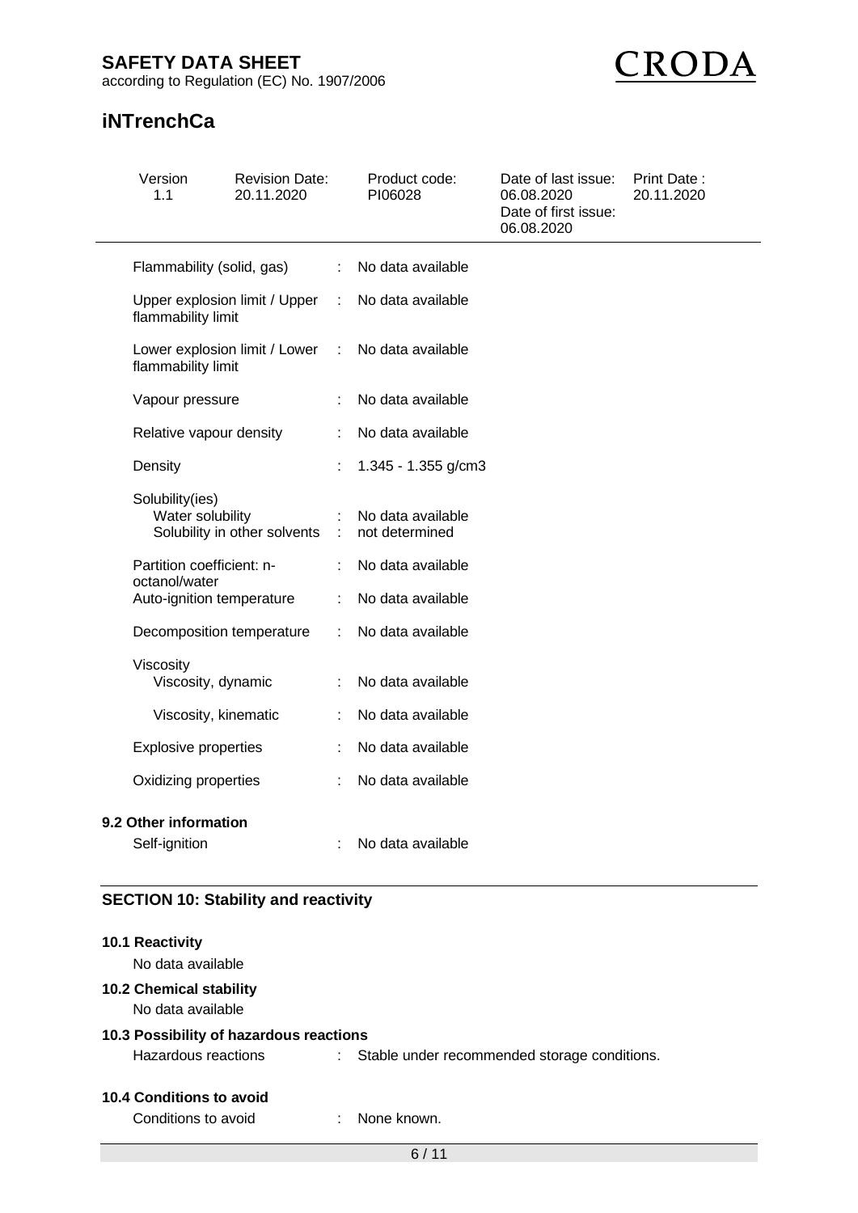| | | |
|---|---|---|
| Flammability (solid, gas) | : | No data available |
| Upper explosion limit / Upper flammability limit | : | No data available |
| Lower explosion limit / Lower flammability limit | : | No data available |
| Vapour pressure | : | No data available |
| Relative vapour density | : | No data available |
| Density | : | 1.345 - 1.355 g/cm3 |
| Solubility(ies) | | |
| Water solubility | : | No data available |
| Solubility in other solvents | : | not determined |
| Partition coefficient: n-octanol/water | : | No data available |
| Auto-ignition temperature | : | No data available |
| Decomposition temperature | : | No data available |
| Viscosity | | |
| Viscosity, dynamic | : | No data available |
| Viscosity, kinematic | : | No data available |
| Explosive properties | : | No data available |
| Oxidizing properties | : | No data available |

### 9.2 Other information

Self-ignition : No data available

## SECTION 10: Stability and reactivity

### 10.1 Reactivity

No data available

### 10.2 Chemical stability

No data available

### 10.3 Possibility of hazardous reactions

Hazardous reactions : Stable under recommended storage conditions.

### 10.4 Conditions to avoid

Conditions to avoid : None known.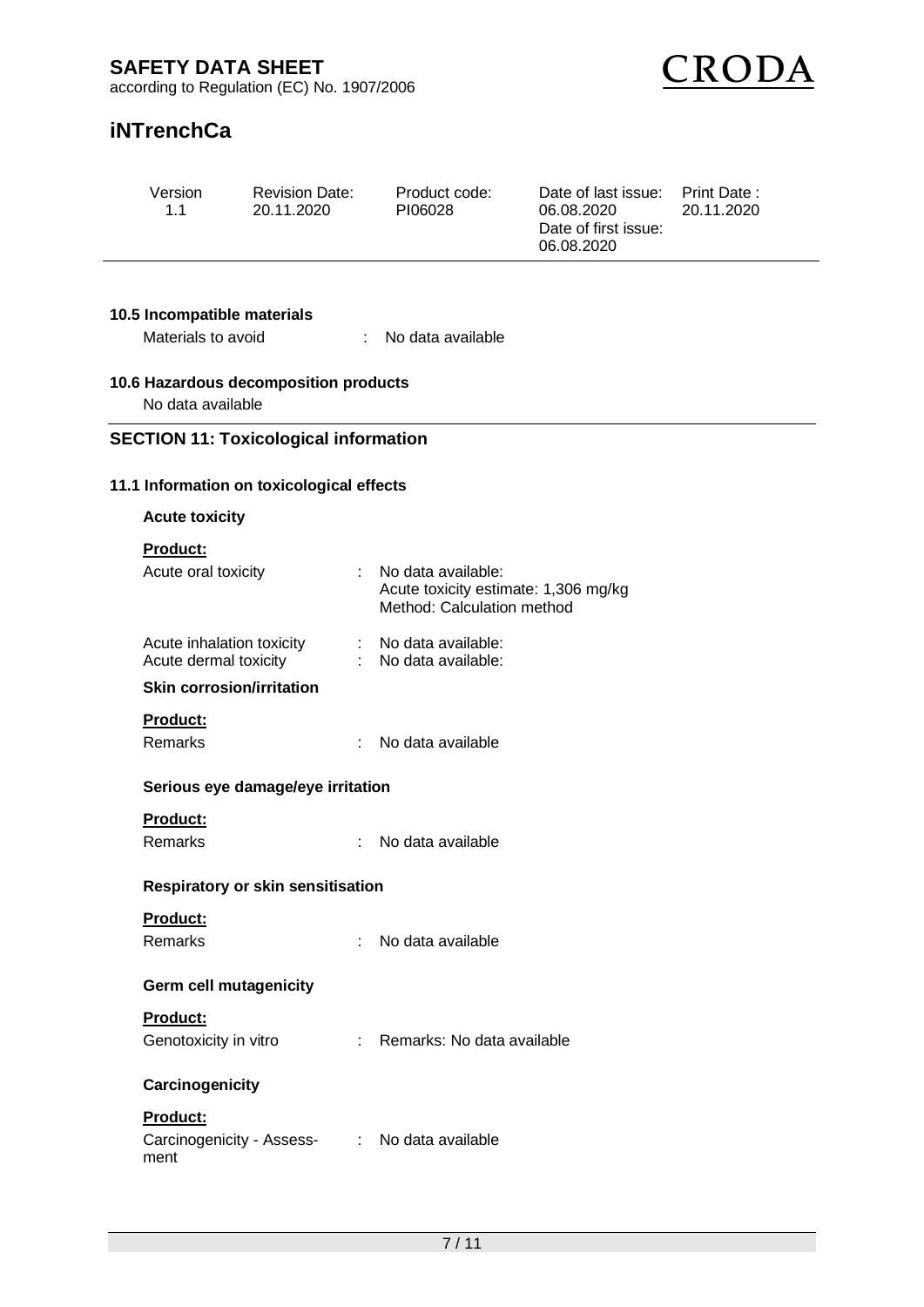### 10.5 Incompatible materials

Materials to avoid : No data available

### 10.6 Hazardous decomposition products

No data available

## SECTION 11: Toxicological information

### 11.1 Information on toxicological effects

**Acute toxicity**

**Product:**

Acute oral toxicity : No data available:
Acute toxicity estimate: 1,306 mg/kg
Method: Calculation method

Acute inhalation toxicity : No data available:
Acute dermal toxicity : No data available:

**Skin corrosion/irritation**

**Product:**

Remarks : No data available

**Serious eye damage/eye irritation**

**Product:**

Remarks : No data available

**Respiratory or skin sensitisation**

**Product:**

Remarks : No data available

**Germ cell mutagenicity**

**Product:**

Genotoxicity in vitro : Remarks: No data available

**Carcinogenicity**

**Product:**

Carcinogenicity - Assessment : No data available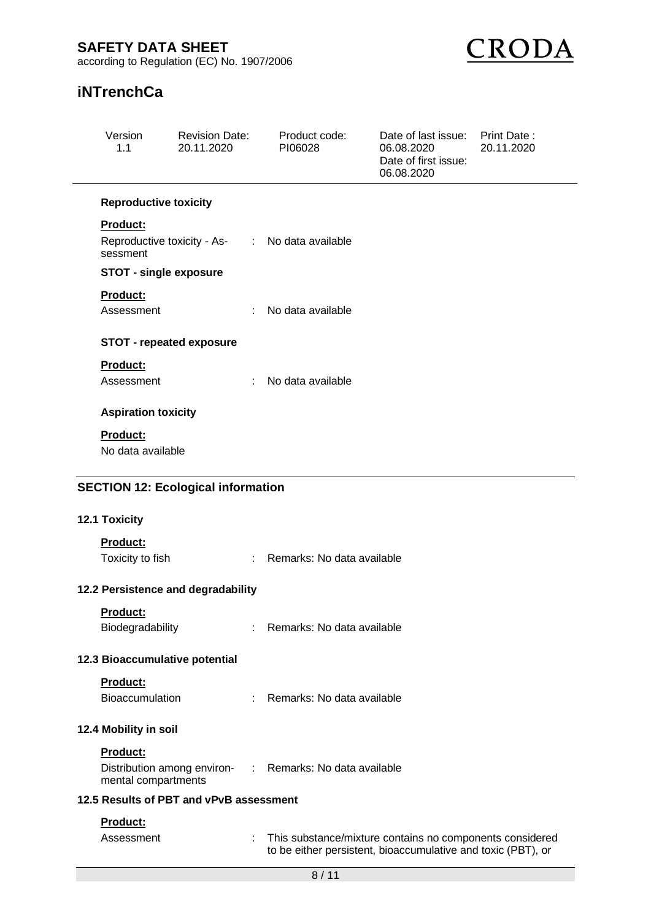#### Reproductive toxicity

**Product:**

Reproductive toxicity - Assessment : No data available

#### STOT - single exposure

**Product:**

Assessment : No data available

#### STOT - repeated exposure

**Product:**

Assessment : No data available

#### Aspiration toxicity

**Product:**

No data available

## SECTION 12: Ecological information

### 12.1 Toxicity

**Product:**

Toxicity to fish : Remarks: No data available

### 12.2 Persistence and degradability

**Product:**

Biodegradability : Remarks: No data available

### 12.3 Bioaccumulative potential

**Product:**

Bioaccumulation : Remarks: No data available

### 12.4 Mobility in soil

**Product:**

Distribution among environmental compartments : Remarks: No data available

### 12.5 Results of PBT and vPvB assessment

**Product:**

Assessment : This substance/mixture contains no components considered to be either persistent, bioaccumulative and toxic (PBT), or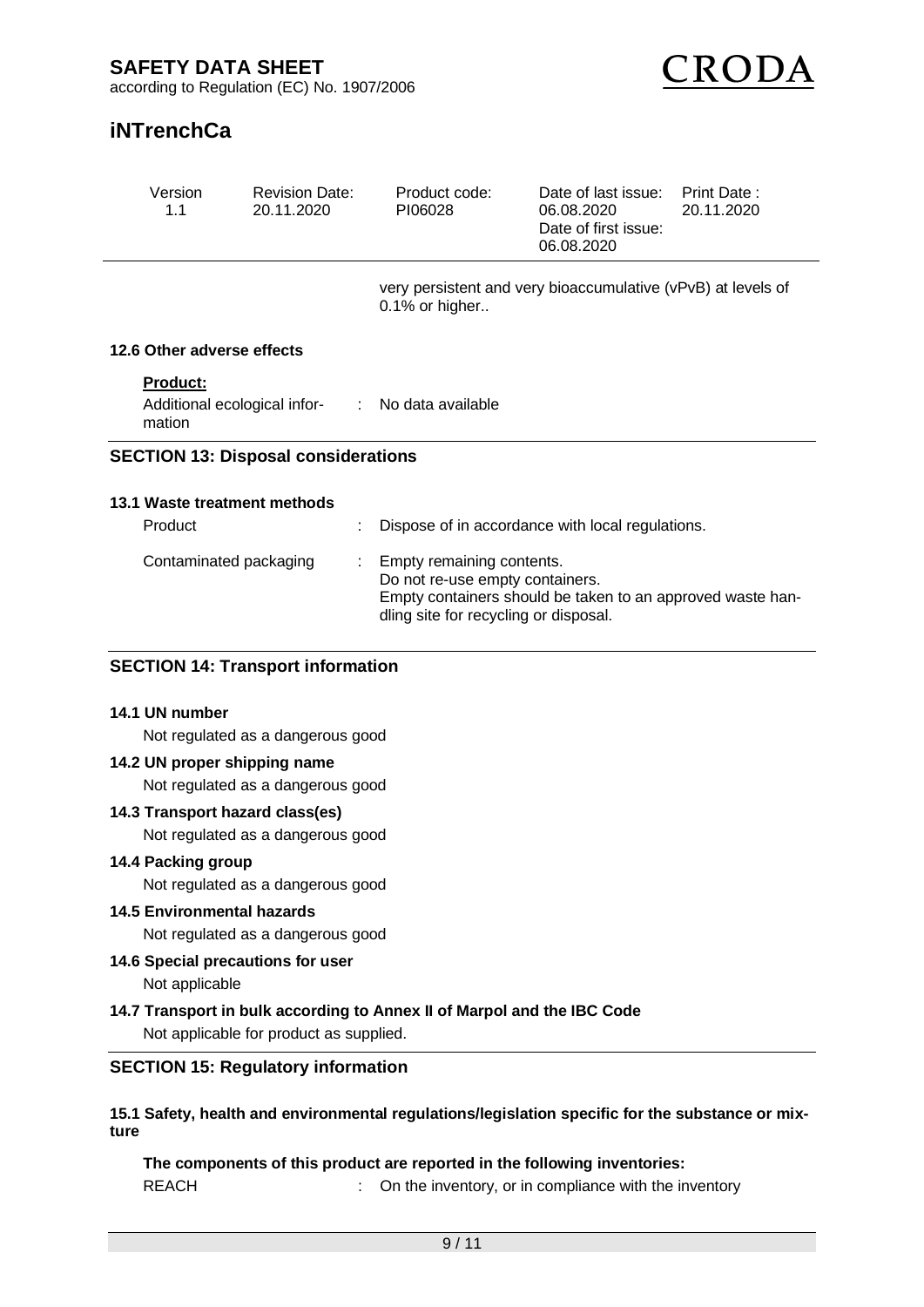very persistent and very bioaccumulative (vPvB) at levels of 0.1% or higher..

### 12.6 Other adverse effects

**Product:**

Additional ecological information : No data available

## SECTION 13: Disposal considerations

### 13.1 Waste treatment methods

Product : Dispose of in accordance with local regulations.

Contaminated packaging : Empty remaining contents.
Do not re-use empty containers.
Empty containers should be taken to an approved waste handling site for recycling or disposal.

## SECTION 14: Transport information

### 14.1 UN number

Not regulated as a dangerous good

### 14.2 UN proper shipping name

Not regulated as a dangerous good

### 14.3 Transport hazard class(es)

Not regulated as a dangerous good

### 14.4 Packing group

Not regulated as a dangerous good

### 14.5 Environmental hazards

Not regulated as a dangerous good

### 14.6 Special precautions for user

Not applicable

### 14.7 Transport in bulk according to Annex II of Marpol and the IBC Code

Not applicable for product as supplied.

## SECTION 15: Regulatory information

### 15.1 Safety, health and environmental regulations/legislation specific for the substance or mixture

**The components of this product are reported in the following inventories:**

REACH : On the inventory, or in compliance with the inventory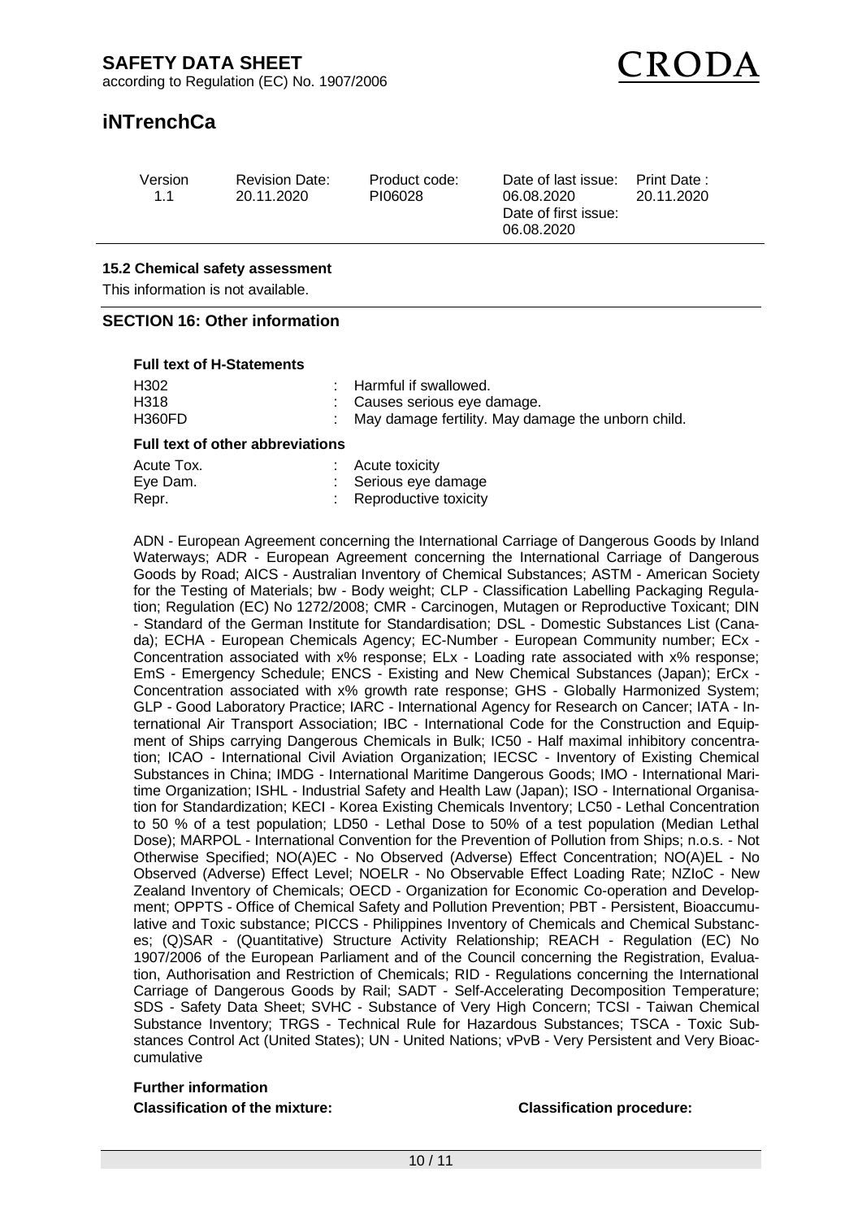**15.2 Chemical safety assessment**

This information is not available.

## SECTION 16: Other information

**Full text of H-Statements**

| | |
|---|---|
| H302 | : Harmful if swallowed. |
| H318 | : Causes serious eye damage. |
| H360FD | : May damage fertility. May damage the unborn child. |

**Full text of other abbreviations**

| | |
|---|---|
| Acute Tox. | : Acute toxicity |
| Eye Dam. | : Serious eye damage |
| Repr. | : Reproductive toxicity |

ADN - European Agreement concerning the International Carriage of Dangerous Goods by Inland Waterways; ADR - European Agreement concerning the International Carriage of Dangerous Goods by Road; AICS - Australian Inventory of Chemical Substances; ASTM - American Society for the Testing of Materials; bw - Body weight; CLP - Classification Labelling Packaging Regulation; Regulation (EC) No 1272/2008; CMR - Carcinogen, Mutagen or Reproductive Toxicant; DIN - Standard of the German Institute for Standardisation; DSL - Domestic Substances List (Canada); ECHA - European Chemicals Agency; EC-Number - European Community number; ECx - Concentration associated with x% response; ELx - Loading rate associated with x% response; EmS - Emergency Schedule; ENCS - Existing and New Chemical Substances (Japan); ErCx - Concentration associated with x% growth rate response; GHS - Globally Harmonized System; GLP - Good Laboratory Practice; IARC - International Agency for Research on Cancer; IATA - International Air Transport Association; IBC - International Code for the Construction and Equipment of Ships carrying Dangerous Chemicals in Bulk; IC50 - Half maximal inhibitory concentration; ICAO - International Civil Aviation Organization; IECSC - Inventory of Existing Chemical Substances in China; IMDG - International Maritime Dangerous Goods; IMO - International Maritime Organization; ISHL - Industrial Safety and Health Law (Japan); ISO - International Organisation for Standardization; KECI - Korea Existing Chemicals Inventory; LC50 - Lethal Concentration to 50 % of a test population; LD50 - Lethal Dose to 50% of a test population (Median Lethal Dose); MARPOL - International Convention for the Prevention of Pollution from Ships; n.o.s. - Not Otherwise Specified; NO(A)EC - No Observed (Adverse) Effect Concentration; NO(A)EL - No Observed (Adverse) Effect Level; NOELR - No Observable Effect Loading Rate; NZIoC - New Zealand Inventory of Chemicals; OECD - Organization for Economic Co-operation and Development; OPPTS - Office of Chemical Safety and Pollution Prevention; PBT - Persistent, Bioaccumulative and Toxic substance; PICCS - Philippines Inventory of Chemicals and Chemical Substances; (Q)SAR - (Quantitative) Structure Activity Relationship; REACH - Regulation (EC) No 1907/2006 of the European Parliament and of the Council concerning the Registration, Evaluation, Authorisation and Restriction of Chemicals; RID - Regulations concerning the International Carriage of Dangerous Goods by Rail; SADT - Self-Accelerating Decomposition Temperature; SDS - Safety Data Sheet; SVHC - Substance of Very High Concern; TCSI - Taiwan Chemical Substance Inventory; TRGS - Technical Rule for Hazardous Substances; TSCA - Toxic Substances Control Act (United States); UN - United Nations; vPvB - Very Persistent and Very Bioaccumulative

**Further information**

| **Classification of the mixture:** | **Classification procedure:** |
|---|---|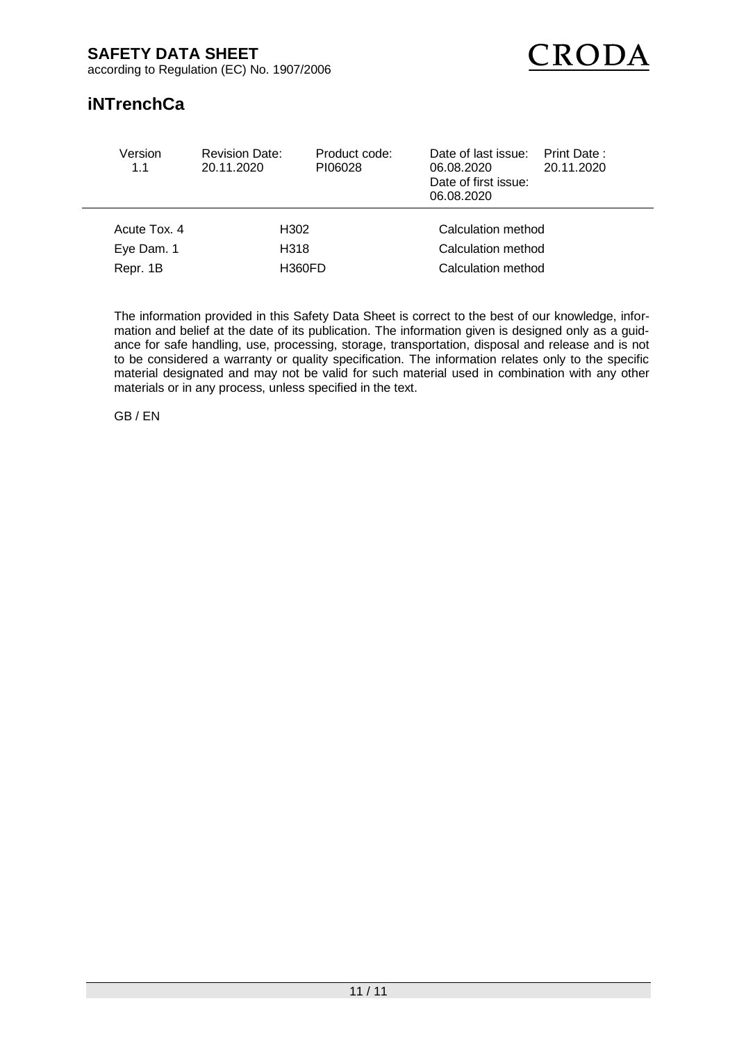| | | |
|---|---|---|
| Acute Tox. 4 | H302 | Calculation method |
| Eye Dam. 1 | H318 | Calculation method |
| Repr. 1B | H360FD | Calculation method |

The information provided in this Safety Data Sheet is correct to the best of our knowledge, information and belief at the date of its publication. The information given is designed only as a guidance for safe handling, use, processing, storage, transportation, disposal and release and is not to be considered a warranty or quality specification. The information relates only to the specific material designated and may not be valid for such material used in combination with any other materials or in any process, unless specified in the text.

GB / EN